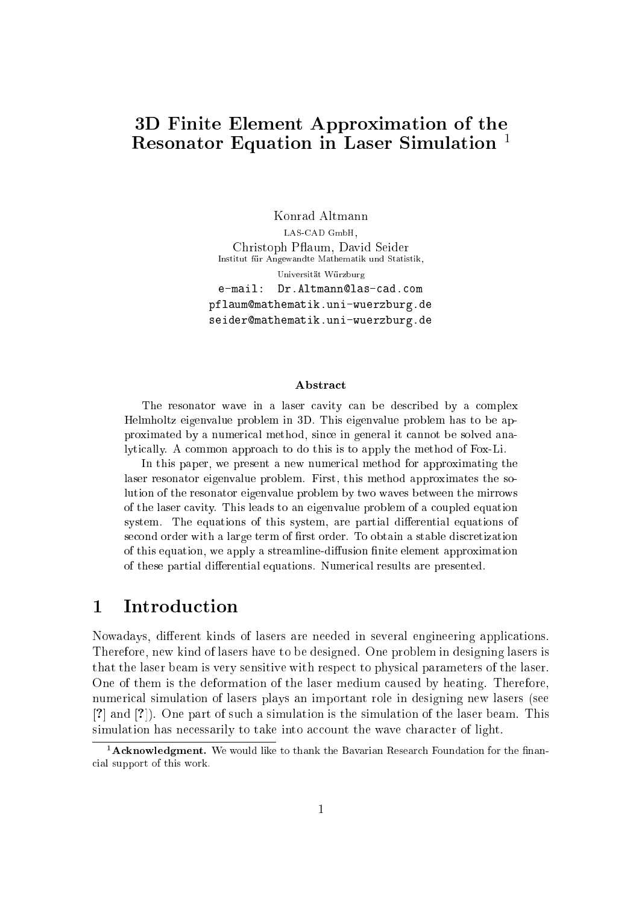# 3D Finite Element Approximation of the Resonator Equation in Laser Simulation [1]

Konrad Altmann

LAS-CAD GmbH,

Christoph Pflaum, David Seider

Institut für Angewandte Mathematik und Statistik,

Universität Würzburg

e-mail: Dr.Altmann@las-cad.com

pflaum@mathematik.uni-wuerzburg.de

seider@mathematik.uni-wuerzburg.de

### Abstract

The resonator wave in a laser cavity can be described by a complex Helmholtz eigenvalue problem in 3D. This eigenvalue problem has to be approximated by a numerical method, since in general it cannot be solved analytically. A common approach to do this is to apply the method of Fox-Li.

In this paper, we present a new numerical method for approximating the laser resonator eigenvalue problem. First, this method approximates the solution of the resonator eigenvalue problem by two waves between the mirrows of the laser cavity. This leads to an eigenvalue problem of a coupled equation system. The equations of this system, are partial differential equations of second order with a large term of first order. To obtain a stable discretization of this equation, we apply a streamline-diffusion finite element approximation of these partial differential equations. Numerical results are presented.

## 1 Introduction

Nowadays, different kinds of lasers are needed in several engineering applications. Therefore, new kind of lasers have to be designed. One problem in designing lasers is that the laser beam is very sensitive with respect to physical parameters of the laser. One of them is the deformation of the laser medium caused by heating. Therefore, numerical simulation of lasers plays an important role in designing new lasers (see [?] and [?]). One part of such a simulation is the simulation of the laser beam. This simulation has necessarily to take into account the wave character of light.

[1] **Acknowledgment.** We would like to thank the Bavarian Research Foundation for the financial support of this work.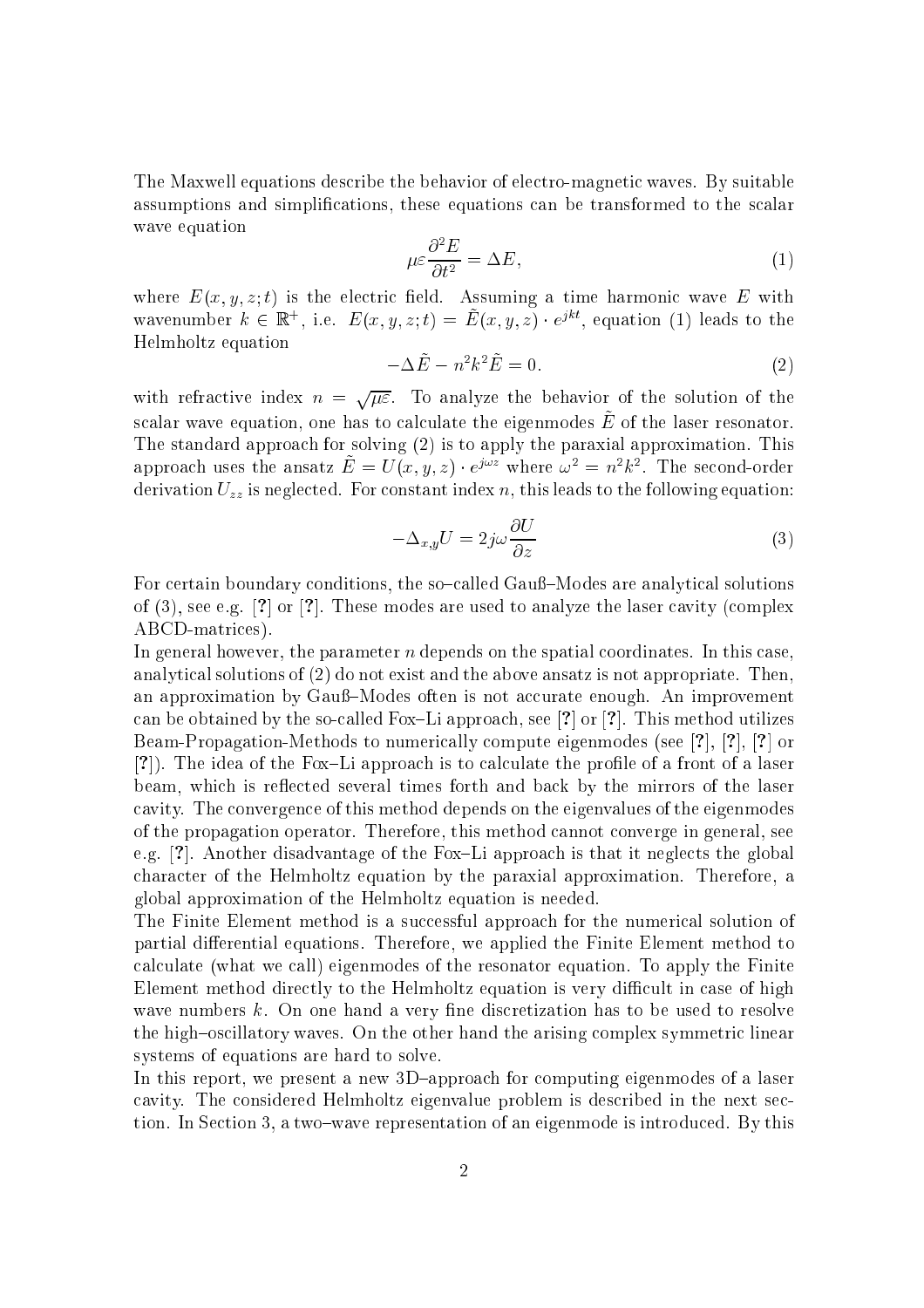The Maxwell equations describe the behavior of electro-magnetic waves. By suitable assumptions and simplifications, these equations can be transformed to the scalar wave equation

$$\mu\varepsilon \frac{\partial^2 E}{\partial t^2} = \Delta E, \tag{1}$$

where $E(x, y, z; t)$ is the electric field. Assuming a time harmonic wave $E$ with wavenumber $k \in \mathbb{R}^+$, i.e. $E(x, y, z; t) = \tilde{E}(x, y, z) \cdot e^{jkt}$, equation (1) leads to the Helmholtz equation

$$-\Delta \tilde{E} - n^2 k^2 \tilde{E} = 0. \tag{2}$$

with refractive index $n = \sqrt{\mu\varepsilon}$. To analyze the behavior of the solution of the scalar wave equation, one has to calculate the eigenmodes $\tilde{E}$ of the laser resonator. The standard approach for solving (2) is to apply the paraxial approximation. This approach uses the ansatz $\tilde{E} = U(x, y, z) \cdot e^{j\omega z}$ where $\omega^2 = n^2 k^2$. The second-order derivation $U_{zz}$ is neglected. For constant index $n$, this leads to the following equation:

$$-\Delta_{x,y} U = 2j\omega \frac{\partial U}{\partial z} \tag{3}$$

For certain boundary conditions, the so–called Gauß–Modes are analytical solutions of (3), see e.g. [?] or [?]. These modes are used to analyze the laser cavity (complex ABCD-matrices).

In general however, the parameter $n$ depends on the spatial coordinates. In this case, analytical solutions of (2) do not exist and the above ansatz is not appropriate. Then, an approximation by Gauß–Modes often is not accurate enough. An improvement can be obtained by the so-called Fox–Li approach, see [?] or [?]. This method utilizes Beam-Propagation-Methods to numerically compute eigenmodes (see [?], [?], [?] or [?]). The idea of the Fox–Li approach is to calculate the profile of a front of a laser beam, which is reflected several times forth and back by the mirrors of the laser cavity. The convergence of this method depends on the eigenvalues of the eigenmodes of the propagation operator. Therefore, this method cannot converge in general, see e.g. [?]. Another disadvantage of the Fox–Li approach is that it neglects the global character of the Helmholtz equation by the paraxial approximation. Therefore, a global approximation of the Helmholtz equation is needed.

The Finite Element method is a successful approach for the numerical solution of partial differential equations. Therefore, we applied the Finite Element method to calculate (what we call) eigenmodes of the resonator equation. To apply the Finite Element method directly to the Helmholtz equation is very difficult in case of high wave numbers $k$. On one hand a very fine discretization has to be used to resolve the high–oscillatory waves. On the other hand the arising complex symmetric linear systems of equations are hard to solve.

In this report, we present a new 3D–approach for computing eigenmodes of a laser cavity. The considered Helmholtz eigenvalue problem is described in the next section. In Section 3, a two–wave representation of an eigenmode is introduced. By this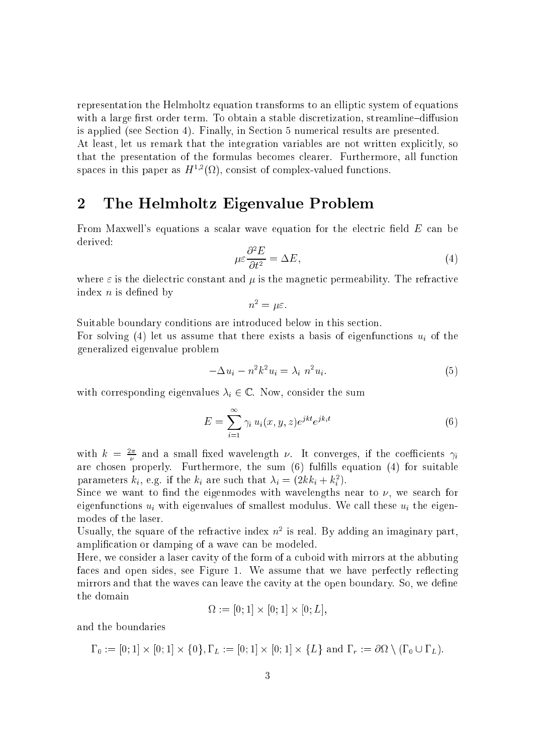representation the Helmholtz equation transforms to an elliptic system of equations with a large first order term. To obtain a stable discretization, streamline–diffusion is applied (see Section 4). Finally, in Section 5 numerical results are presented.
At least, let us remark that the integration variables are not written explicitly, so that the presentation of the formulas becomes clearer. Furthermore, all function spaces in this paper as $H^{1,2}(\Omega)$, consist of complex-valued functions.

## 2 The Helmholtz Eigenvalue Problem

From Maxwell's equations a scalar wave equation for the electric field $E$ can be derived:

$$\mu\varepsilon \frac{\partial^2 E}{\partial t^2} = \Delta E, \tag{4}$$

where $\varepsilon$ is the dielectric constant and $\mu$ is the magnetic permeability. The refractive index $n$ is defined by

$$n^2 = \mu\varepsilon.$$

Suitable boundary conditions are introduced below in this section.
For solving (4) let us assume that there exists a basis of eigenfunctions $u_i$ of the generalized eigenvalue problem

$$-\Delta u_i - n^2 k^2 u_i = \lambda_i \; n^2 u_i. \tag{5}$$

with corresponding eigenvalues $\lambda_i \in \mathbb{C}$. Now, consider the sum

$$E = \sum_{i=1}^{\infty} \gamma_i \, u_i(x, y, z) e^{jkt} e^{jk_i t} \tag{6}$$

with $k = \frac{2\pi}{\nu}$ and a small fixed wavelength $\nu$. It converges, if the coefficients $\gamma_i$ are chosen properly. Furthermore, the sum (6) fulfills equation (4) for suitable parameters $k_i$, e.g. if the $k_i$ are such that $\lambda_i = (2kk_i + k_i^2)$.
Since we want to find the eigenmodes with wavelengths near to $\nu$, we search for eigenfunctions $u_i$ with eigenvalues of smallest modulus. We call these $u_i$ the eigenmodes of the laser.
Usually, the square of the refractive index $n^2$ is real. By adding an imaginary part, amplification or damping of a wave can be modeled.
Here, we consider a laser cavity of the form of a cuboid with mirrors at the abbuting faces and open sides, see Figure 1. We assume that we have perfectly reflecting mirrors and that the waves can leave the cavity at the open boundary. So, we define the domain

$$\Omega := [0;1] \times [0;1] \times [0;L],$$

and the boundaries

$$\Gamma_0 := [0;1] \times [0;1] \times \{0\}, \Gamma_L := [0;1] \times [0;1] \times \{L\} \text{ and } \Gamma_r := \partial\Omega \setminus (\Gamma_0 \cup \Gamma_L).$$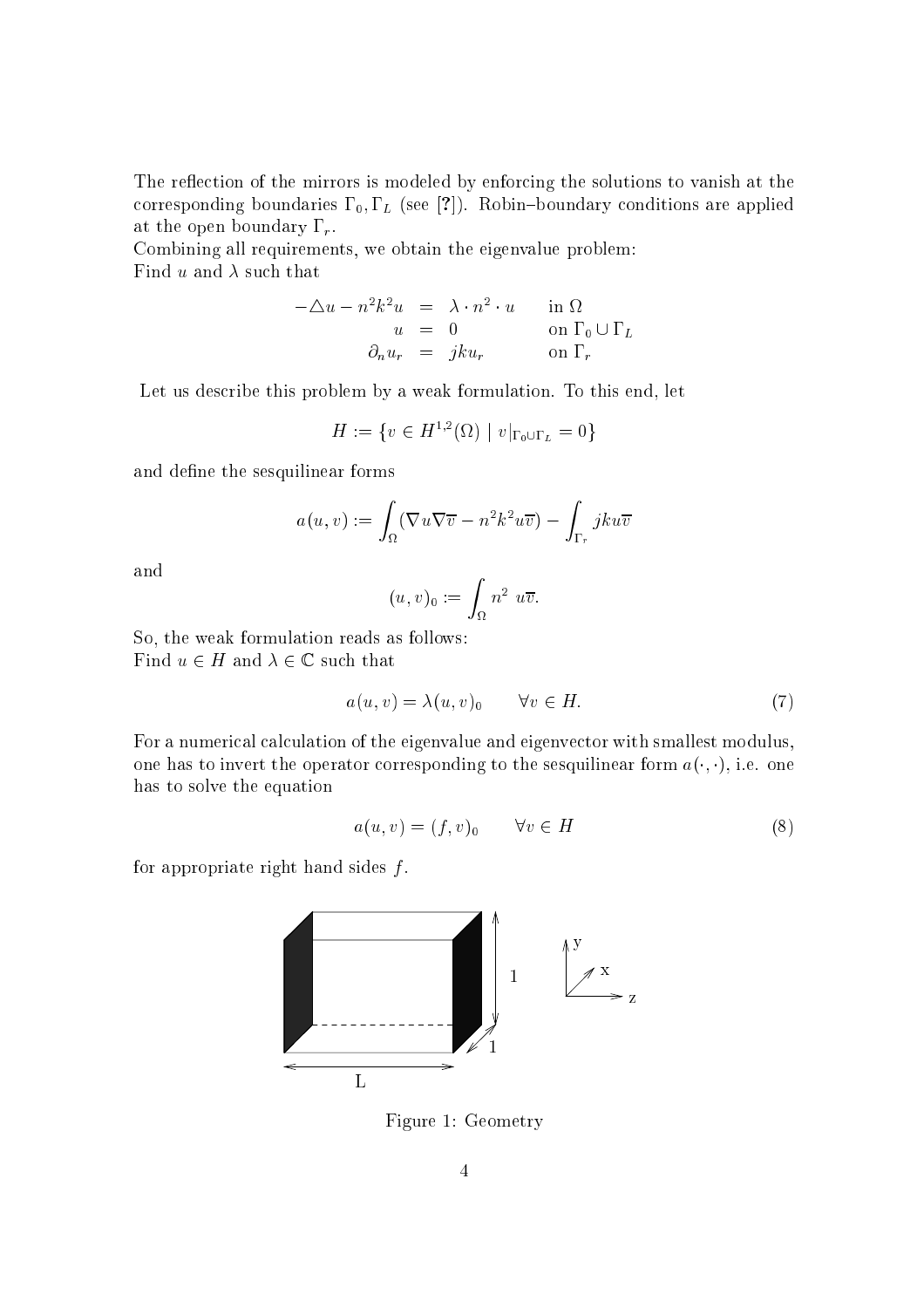The reflection of the mirrors is modeled by enforcing the solutions to vanish at the corresponding boundaries $\Gamma_0, \Gamma_L$ (see [?]). Robin–boundary conditions are applied at the open boundary $\Gamma_r$.
Combining all requirements, we obtain the eigenvalue problem:
Find $u$ and $\lambda$ such that

$$
\begin{aligned}
-\triangle u - n^2 k^2 u &= \lambda \cdot n^2 \cdot u && \text{in } \Omega \\
u &= 0 && \text{on } \Gamma_0 \cup \Gamma_L \\
\partial_n u_r &= jku_r && \text{on } \Gamma_r
\end{aligned}
$$

Let us describe this problem by a weak formulation. To this end, let

$$H := \{v \in H^{1,2}(\Omega) \mid v|_{\Gamma_0 \cup \Gamma_L} = 0\}$$

and define the sesquilinear forms

$$a(u,v) := \int_\Omega (\nabla u \nabla \overline{v} - n^2 k^2 u \overline{v}) - \int_{\Gamma_r} jku\overline{v}$$

and

$$(u,v)_0 := \int_\Omega n^2 \; u\overline{v}.$$

So, the weak formulation reads as follows:
Find $u \in H$ and $\lambda \in \mathbb{C}$ such that

$$a(u,v) = \lambda (u,v)_0 \qquad \forall v \in H. \tag{7}$$

For a numerical calculation of the eigenvalue and eigenvector with smallest modulus, one has to invert the operator corresponding to the sesquilinear form $a(\cdot,\cdot)$, i.e. one has to solve the equation

$$a(u,v) = (f,v)_0 \qquad \forall v \in H \tag{8}$$

for appropriate right hand sides $f$.

Figure 1: Geometry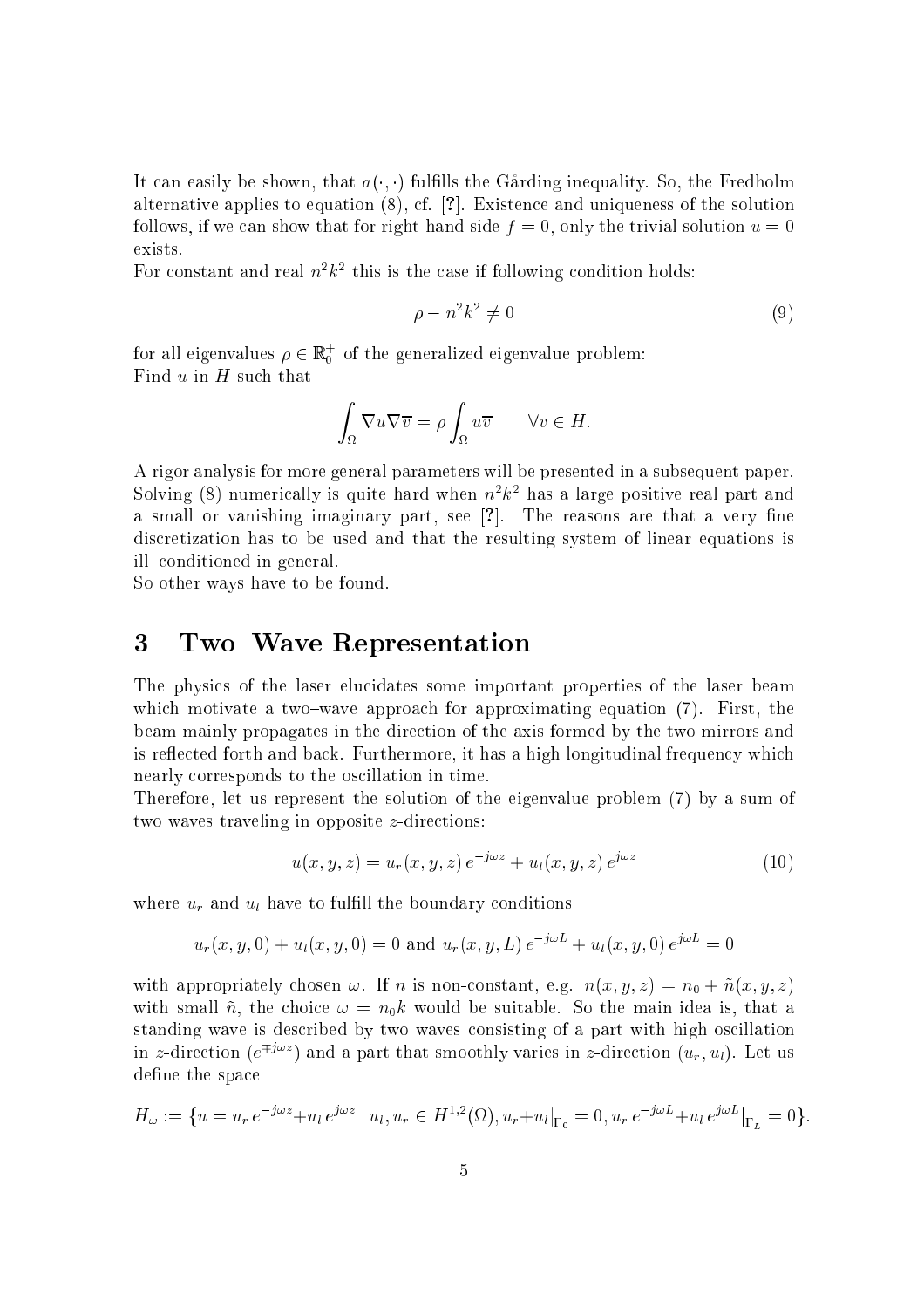It can easily be shown, that $a(\cdot,\cdot)$ fulfills the Gårding inequality. So, the Fredholm alternative applies to equation (8), cf. [?]. Existence and uniqueness of the solution follows, if we can show that for right-hand side $f = 0$, only the trivial solution $u = 0$ exists.
For constant and real $n^2k^2$ this is the case if following condition holds:

$$\rho - n^2k^2 \neq 0 \tag{9}$$

for all eigenvalues $\rho \in \mathbb{R}_0^+$ of the generalized eigenvalue problem:
Find $u$ in $H$ such that

$$\int_\Omega \nabla u \nabla \overline{v} = \rho \int_\Omega u \overline{v} \qquad \forall v \in H.$$

A rigor analysis for more general parameters will be presented in a subsequent paper.
Solving (8) numerically is quite hard when $n^2k^2$ has a large positive real part and a small or vanishing imaginary part, see [?]. The reasons are that a very fine discretization has to be used and that the resulting system of linear equations is ill–conditioned in general.
So other ways have to be found.

# 3 Two–Wave Representation

The physics of the laser elucidates some important properties of the laser beam which motivate a two–wave approach for approximating equation (7). First, the beam mainly propagates in the direction of the axis formed by the two mirrors and is reflected forth and back. Furthermore, it has a high longitudinal frequency which nearly corresponds to the oscillation in time.
Therefore, let us represent the solution of the eigenvalue problem (7) by a sum of two waves traveling in opposite $z$-directions:

$$u(x,y,z) = u_r(x,y,z)\, e^{-j\omega z} + u_l(x,y,z)\, e^{j\omega z} \tag{10}$$

where $u_r$ and $u_l$ have to fulfill the boundary conditions

$$u_r(x,y,0) + u_l(x,y,0) = 0 \text{ and } u_r(x,y,L)\, e^{-j\omega L} + u_l(x,y,0)\, e^{j\omega L} = 0$$

with appropriately chosen $\omega$. If $n$ is non-constant, e.g. $n(x,y,z) = n_0 + \tilde{n}(x,y,z)$ with small $\tilde{n}$, the choice $\omega = n_0 k$ would be suitable. So the main idea is, that a standing wave is described by two waves consisting of a part with high oscillation in $z$-direction ($e^{\mp j\omega z}$) and a part that smoothly varies in $z$-direction ($u_r, u_l$). Let us define the space

$$H_\omega := \{u = u_r\, e^{-j\omega z} + u_l\, e^{j\omega z} \mid u_l, u_r \in H^{1,2}(\Omega), u_r + u_l|_{\Gamma_0} = 0, u_r\, e^{-j\omega L} + u_l\, e^{j\omega L}|_{\Gamma_L} = 0\}.$$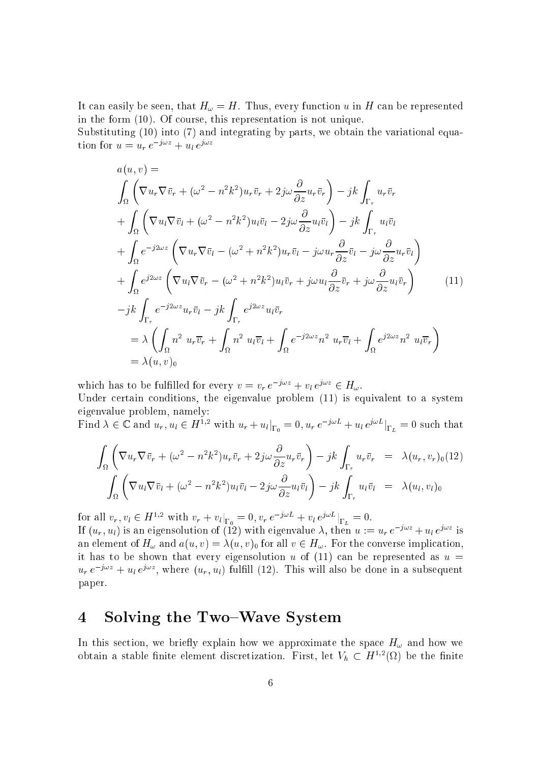It can easily be seen, that $H_\omega = H$. Thus, every function $u$ in $H$ can be represented in the form (10). Of course, this representation is not unique.
Substituting (10) into (7) and integrating by parts, we obtain the variational equation for $u = u_r\, e^{-j\omega z} + u_l\, e^{j\omega z}$

$$
\begin{aligned}
& a(u,v) = \\
& \int_\Omega \left( \nabla u_r \nabla \bar{v}_r + (\omega^2 - n^2k^2) u_r \bar{v}_r + 2j\omega \frac{\partial}{\partial z} u_r \bar{v}_r \right) - jk \int_{\Gamma_r} u_r \bar{v}_r \\
& + \int_\Omega \left( \nabla u_l \nabla \bar{v}_l + (\omega^2 - n^2k^2) u_l \bar{v}_l - 2j\omega \frac{\partial}{\partial z} u_l \bar{v}_l \right) - jk \int_{\Gamma_r} u_l \bar{v}_l \\
& + \int_\Omega e^{-j2\omega z} \left( \nabla u_r \nabla \bar{v}_l - (\omega^2 + n^2k^2) u_r \bar{v}_l - j\omega u_r \frac{\partial}{\partial z} \bar{v}_l - j\omega \frac{\partial}{\partial z} u_r \bar{v}_l \right) \\
& + \int_\Omega e^{j2\omega z} \left( \nabla u_l \nabla \bar{v}_r - (\omega^2 + n^2k^2) u_l \bar{v}_r + j\omega u_l \frac{\partial}{\partial z} \bar{v}_r + j\omega \frac{\partial}{\partial z} u_l \bar{v}_r \right) \qquad (11) \\
& - jk \int_{\Gamma_r} e^{-j2\omega z} u_r \bar{v}_l - jk \int_{\Gamma_r} e^{j2\omega z} u_l \bar{v}_r \\
& \quad = \lambda \left( \int_\Omega n^2\, u_r \overline{v}_r + \int_\Omega n^2\, u_l \overline{v}_l + \int_\Omega e^{-j2\omega z} n^2\, u_r \overline{v}_l + \int_\Omega e^{j2\omega z} n^2\, u_l \overline{v}_r \right) \\
& \quad = \lambda (u,v)_0
\end{aligned}
$$

which has to be fulfilled for every $v = v_r\, e^{-j\omega z} + v_l\, e^{j\omega z} \in H_\omega$.
Under certain conditions, the eigenvalue problem (11) is equivalent to a system eigenvalue problem, namely:
Find $\lambda \in \mathbb{C}$ and $u_r, u_l \in H^{1,2}$ with $u_r + u_l|_{\Gamma_0} = 0$, $u_r\, e^{-j\omega L} + u_l\, e^{j\omega L}|_{\Gamma_L} = 0$ such that

$$
\begin{aligned}
\int_\Omega \left( \nabla u_r \nabla \bar{v}_r + (\omega^2 - n^2k^2) u_r \bar{v}_r + 2j\omega \frac{\partial}{\partial z} u_r \bar{v}_r \right) - jk \int_{\Gamma_r} u_r \bar{v}_r &= \lambda (u_r, v_r)_0 \qquad (12) \\
\int_\Omega \left( \nabla u_l \nabla \bar{v}_l + (\omega^2 - n^2k^2) u_l \bar{v}_l - 2j\omega \frac{\partial}{\partial z} u_l \bar{v}_l \right) - jk \int_{\Gamma_r} u_l \bar{v}_l &= \lambda (u_l, v_l)_0
\end{aligned}
$$

for all $v_r, v_l \in H^{1,2}$ with $v_r + v_l|_{\Gamma_0} = 0$, $v_r\, e^{-j\omega L} + v_l\, e^{j\omega L}|_{\Gamma_L} = 0$.
If $(u_r, u_l)$ is an eigensolution of (12) with eigenvalue $\lambda$, then $u := u_r\, e^{-j\omega z} + u_l\, e^{j\omega z}$ is an element of $H_\omega$ and $a(u,v) = \lambda(u,v)_0$ for all $v \in H_\omega$. For the converse implication, it has to be shown that every eigensolution $u$ of (11) can be represented as $u = u_r\, e^{-j\omega z} + u_l\, e^{j\omega z}$, where $(u_r, u_l)$ fulfill (12). This will also be done in a subsequent paper.

# 4 Solving the Two–Wave System

In this section, we briefly explain how we approximate the space $H_\omega$ and how we obtain a stable finite element discretization. First, let $V_h \subset H^{1,2}(\Omega)$ be the finite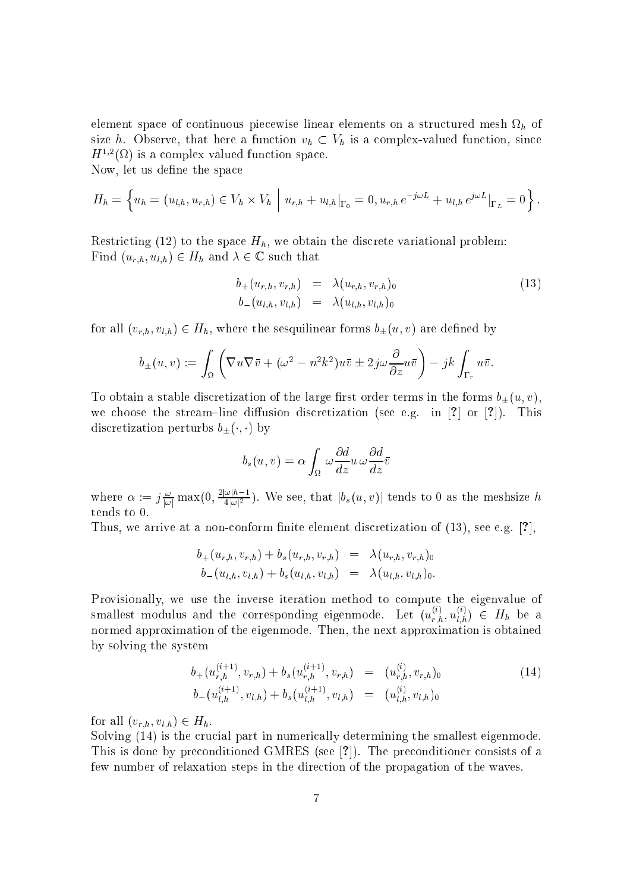element space of continuous piecewise linear elements on a structured mesh $\Omega_h$ of size $h$. Observe, that here a function $v_h \subset V_h$ is a complex-valued function, since $H^{1,2}(\Omega)$ is a complex valued function space.
Now, let us define the space

$$H_h = \left\{ u_h = (u_{l,h}, u_{r,h}) \in V_h \times V_h \;\middle|\; u_{r,h} + u_{l,h}|_{\Gamma_0} = 0, u_{r,h}\, e^{-j\omega L} + u_{l,h}\, e^{j\omega L}|_{\Gamma_L} = 0 \right\}.$$

Restricting (12) to the space $H_h$, we obtain the discrete variational problem:
Find $(u_{r,h}, u_{l,h}) \in H_h$ and $\lambda \in \mathbb{C}$ such that

$$\begin{aligned} b_+(u_{r,h}, v_{r,h}) &= \lambda (u_{r,h}, v_{r,h})_0 \\ b_-(u_{l,h}, v_{l,h}) &= \lambda (u_{l,h}, v_{l,h})_0 \end{aligned} \tag{13}$$

for all $(v_{r,h}, v_{l,h}) \in H_h$, where the sesquilinear forms $b_\pm(u, v)$ are defined by

$$b_\pm(u, v) := \int_\Omega \left( \nabla u \nabla \bar{v} + (\omega^2 - n^2 k^2) u \bar{v} \pm 2j\omega \frac{\partial}{\partial z} u \bar{v} \right) - jk \int_{\Gamma_r} u \bar{v}.$$

To obtain a stable discretization of the large first order terms in the forms $b_\pm(u, v)$, we choose the stream–line diffusion discretization (see e.g. in [?] or [?]). This discretization perturbs $b_\pm(\cdot, \cdot)$ by

$$b_s(u, v) = \alpha \int_\Omega \omega \frac{\partial d}{dz} u \, \omega \frac{\partial d}{dz} \bar{v}$$

where $\alpha := j \frac{\omega}{|\omega|} \max(0, \frac{2|\omega|h - 1}{4\,\omega|^2})$. We see, that $|b_s(u, v)|$ tends to 0 as the meshsize $h$ tends to 0.
Thus, we arrive at a non-conform finite element discretization of (13), see e.g. [?],

$$\begin{aligned} b_+(u_{r,h}, v_{r,h}) + b_s(u_{r,h}, v_{r,h}) &= \lambda (u_{r,h}, v_{r,h})_0 \\ b_-(u_{l,h}, v_{l,h}) + b_s(u_{l,h}, v_{l,h}) &= \lambda (u_{l,h}, v_{l,h})_0. \end{aligned}$$

Provisionally, we use the inverse iteration method to compute the eigenvalue of smallest modulus and the corresponding eigenmode. Let $(u_{r,h}^{(i)}, u_{l,h}^{(i)}) \in H_h$ be a normed approximation of the eigenmode. Then, the next approximation is obtained by solving the system

$$\begin{aligned} b_+(u_{r,h}^{(i+1)}, v_{r,h}) + b_s(u_{r,h}^{(i+1)}, v_{r,h}) &= (u_{r,h}^{(i)}, v_{r,h})_0 \\ b_-(u_{l,h}^{(i+1)}, v_{l,h}) + b_s(u_{l,h}^{(i+1)}, v_{l,h}) &= (u_{l,h}^{(i)}, v_{l,h})_0 \end{aligned} \tag{14}$$

for all $(v_{r,h}, v_{l,h}) \in H_h$.
Solving (14) is the crucial part in numerically determining the smallest eigenmode. This is done by preconditioned GMRES (see [?]). The preconditioner consists of a few number of relaxation steps in the direction of the propagation of the waves.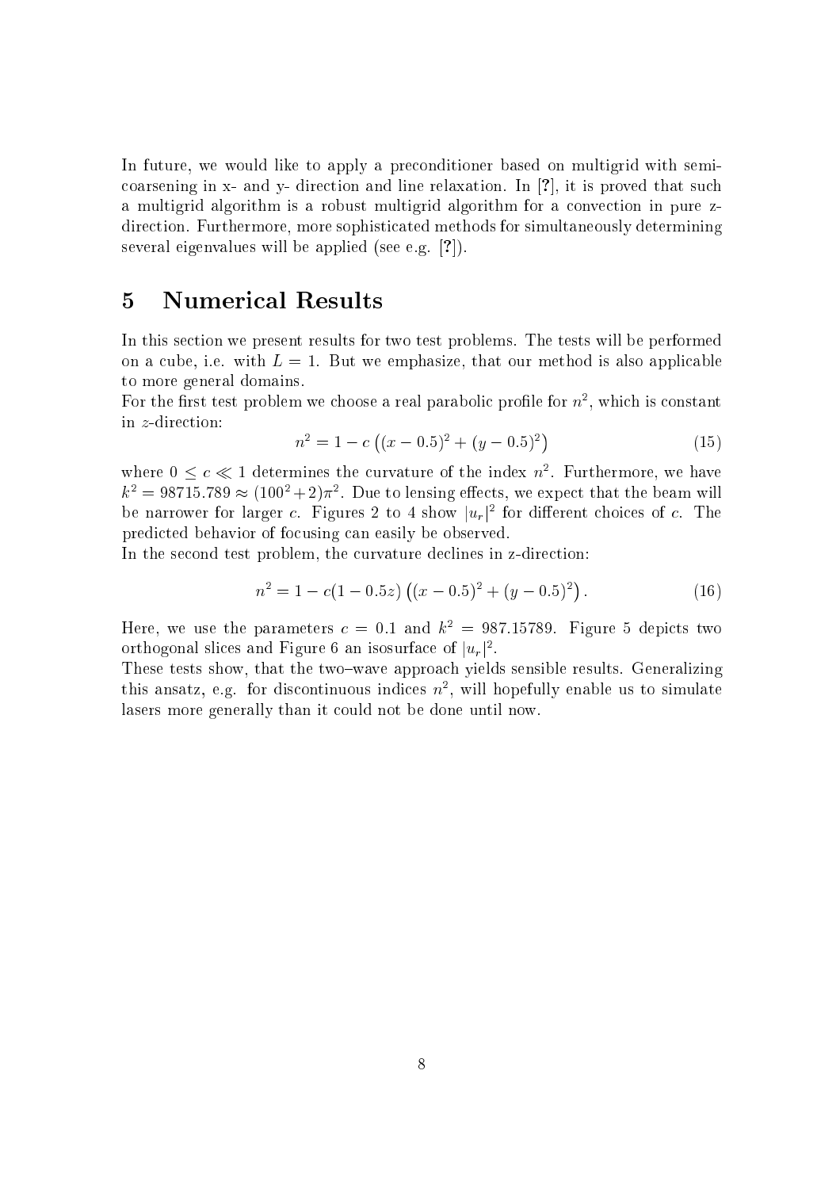In future, we would like to apply a preconditioner based on multigrid with semi-coarsening in x- and y- direction and line relaxation. In [?], it is proved that such a multigrid algorithm is a robust multigrid algorithm for a convection in pure z-direction. Furthermore, more sophisticated methods for simultaneously determining several eigenvalues will be applied (see e.g. [?]).

# 5 Numerical Results

In this section we present results for two test problems. The tests will be performed on a cube, i.e. with $L = 1$. But we emphasize, that our method is also applicable to more general domains.

For the first test problem we choose a real parabolic profile for $n^2$, which is constant in $z$-direction:

$$n^2 = 1 - c\left((x - 0.5)^2 + (y - 0.5)^2\right) \tag{15}$$

where $0 \leq c \ll 1$ determines the curvature of the index $n^2$. Furthermore, we have $k^2 = 98715.789 \approx (100^2 + 2)\pi^2$. Due to lensing effects, we expect that the beam will be narrower for larger $c$. Figures 2 to 4 show $|u_r|^2$ for different choices of $c$. The predicted behavior of focusing can easily be observed.

In the second test problem, the curvature declines in z-direction:

$$n^2 = 1 - c(1 - 0.5z)\left((x - 0.5)^2 + (y - 0.5)^2\right). \tag{16}$$

Here, we use the parameters $c = 0.1$ and $k^2 = 987.15789$. Figure 5 depicts two orthogonal slices and Figure 6 an isosurface of $|u_r|^2$.

These tests show, that the two–wave approach yields sensible results. Generalizing this ansatz, e.g. for discontinuous indices $n^2$, will hopefully enable us to simulate lasers more generally than it could not be done until now.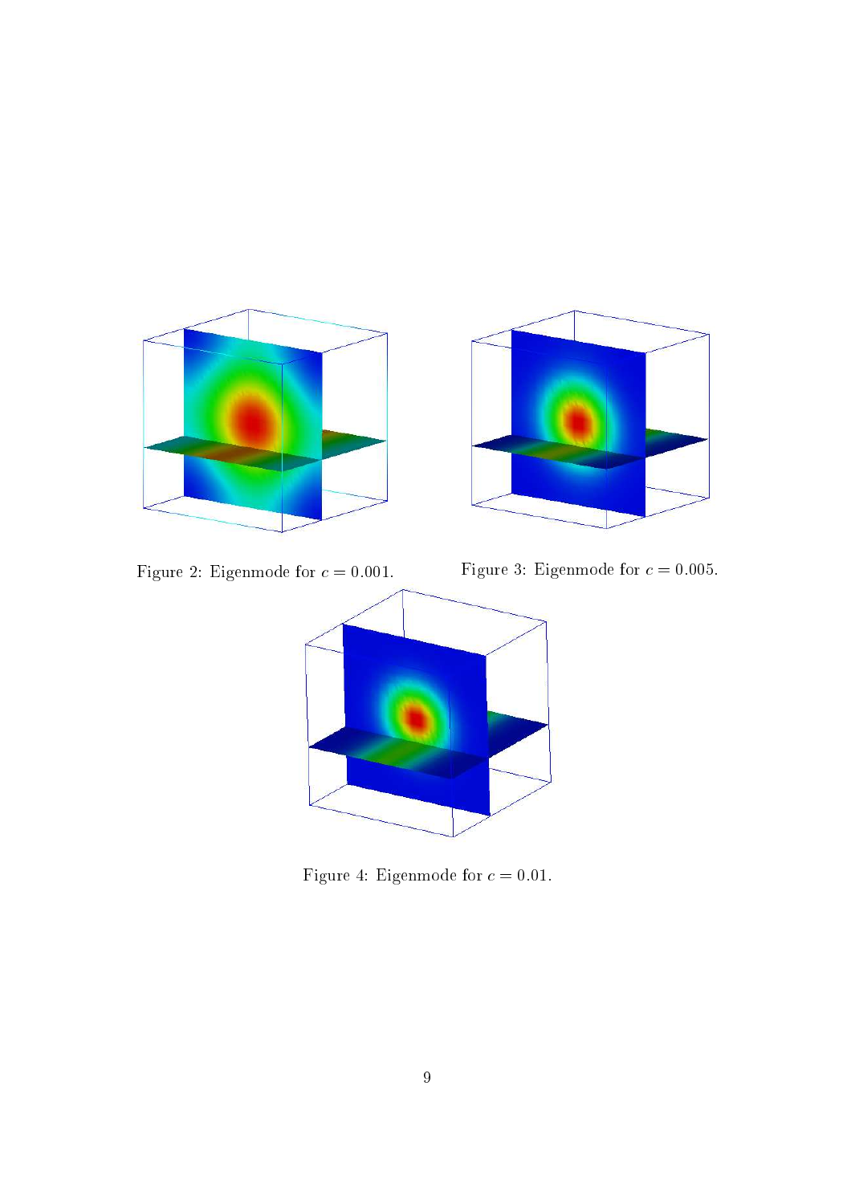Figure 2: Eigenmode for $c = 0.001$.

Figure 3: Eigenmode for $c = 0.005$.

Figure 4: Eigenmode for $c = 0.01$.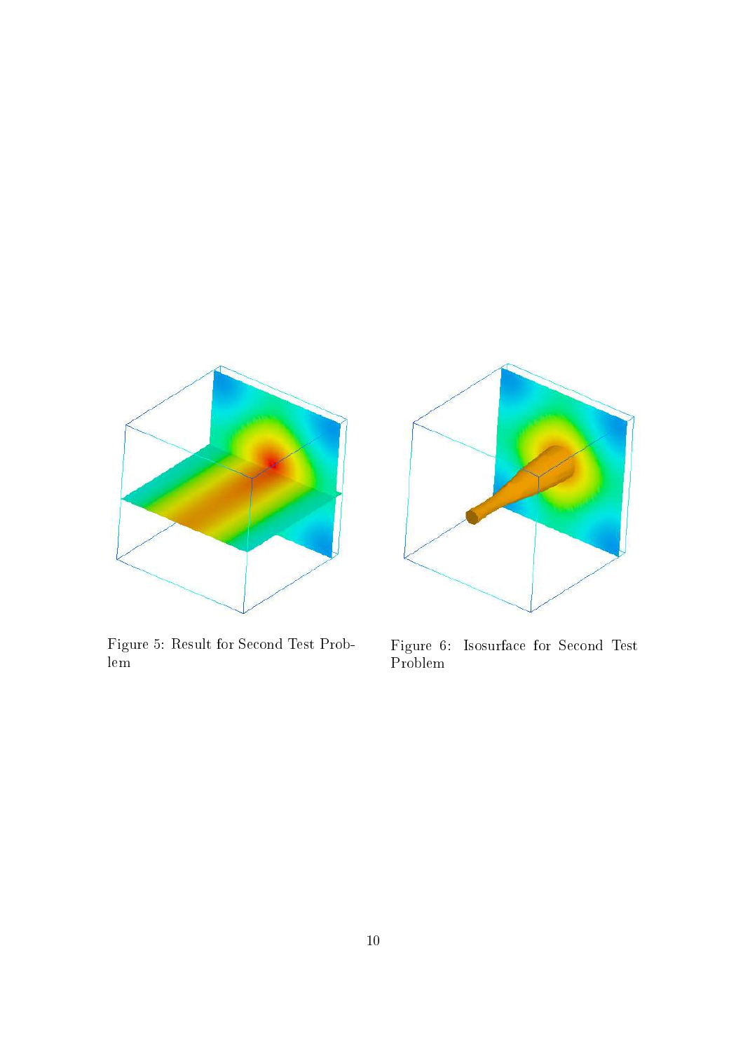Figure 5: Result for Second Test Problem

Figure 6: Isosurface for Second Test Problem